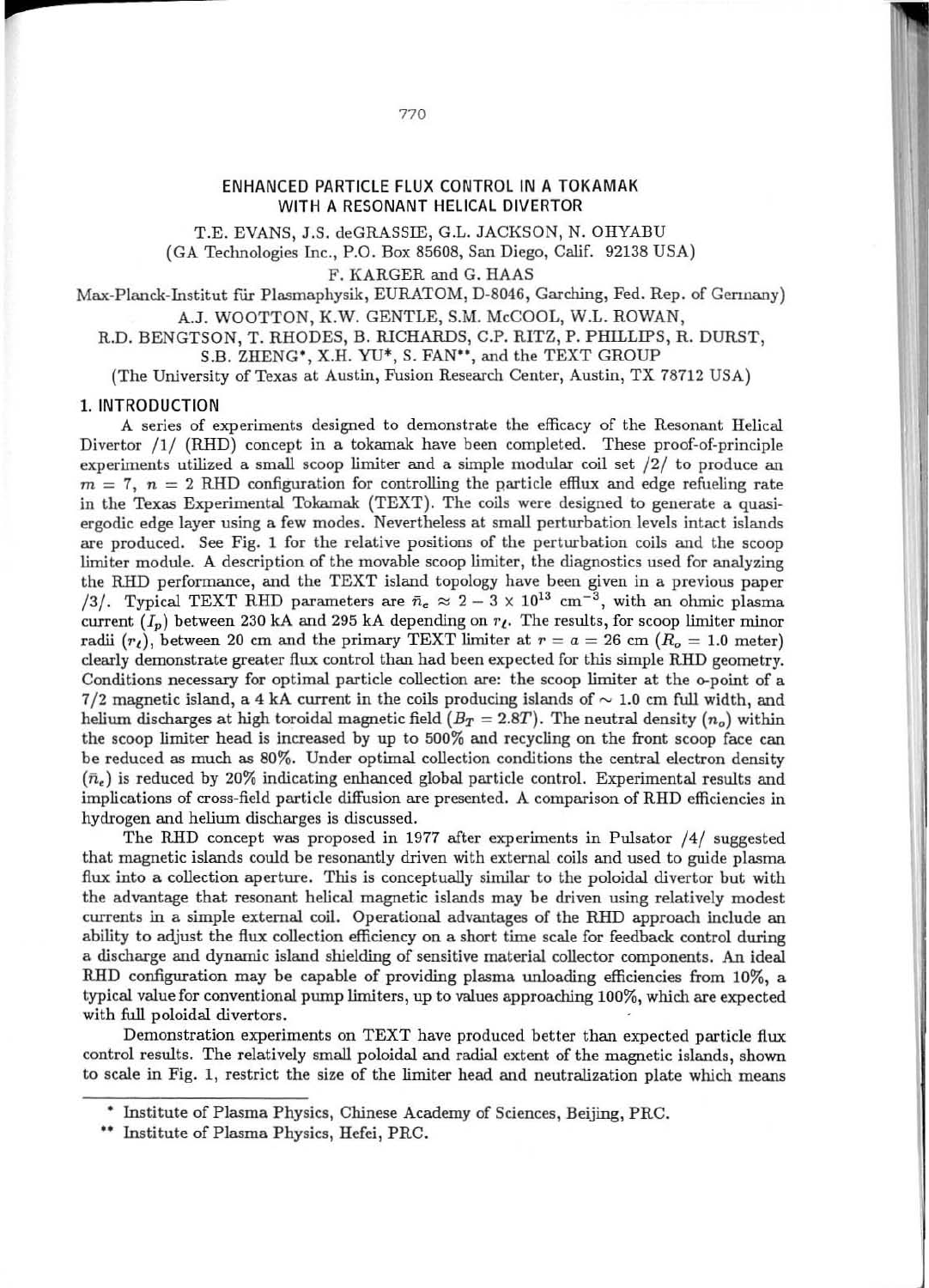# ENHANCED PARTICLE FLUX CONTROL IN A TOKAMAK WITH A RESONANT HELICAL DIVERTOR

T.E. EVANS, J.S. deGRASSIE, G.L. JACKSON, N. OHYABU
(GA Technologies Inc., P.O. Box 85608, San Diego, Calif. 92138 USA)
F. KARGER and G. HAAS
Max-Planck-Institut für Plasmaphysik, EURATOM, D-8046, Garching, Fed. Rep. of Germany)
A.J. WOOTTON, K.W. GENTLE, S.M. McCOOL, W.L. ROWAN,
R.D. BENGTSON, T. RHODES, B. RICHARDS, C.P. RITZ, P. PHILLIPS, R. DURST,
S.B. ZHENG*, X.H. YU*, S. FAN**, and the TEXT GROUP
(The University of Texas at Austin, Fusion Research Center, Austin, TX 78712 USA)

## 1. INTRODUCTION

A series of experiments designed to demonstrate the efficacy of the Resonant Helical Divertor /1/ (RHD) concept in a tokamak have been completed. These proof-of-principle experiments utilized a small scoop limiter and a simple modular coil set /2/ to produce an $m = 7$, $n = 2$ RHD configuration for controlling the particle efflux and edge refueling rate in the Texas Experimental Tokamak (TEXT). The coils were designed to generate a quasi-ergodic edge layer using a few modes. Nevertheless at small perturbation levels intact islands are produced. See Fig. 1 for the relative positions of the perturbation coils and the scoop limiter module. A description of the movable scoop limiter, the diagnostics used for analyzing the RHD performance, and the TEXT island topology have been given in a previous paper /3/. Typical TEXT RHD parameters are $\bar{n}_e \approx 2 - 3 \times 10^{13}$ cm$^{-3}$, with an ohmic plasma current ($I_p$) between 230 kA and 295 kA depending on $r_\ell$. The results, for scoop limiter minor radii ($r_\ell$), between 20 cm and the primary TEXT limiter at $r = a = 26$ cm ($R_o = 1.0$ meter) clearly demonstrate greater flux control than had been expected for this simple RHD geometry. Conditions necessary for optimal particle collection are: the scoop limiter at the o-point of a 7/2 magnetic island, a 4 kA current in the coils producing islands of $\sim 1.0$ cm full width, and helium discharges at high toroidal magnetic field ($B_T = 2.8T$). The neutral density ($n_o$) within the scoop limiter head is increased by up to 500% and recycling on the front scoop face can be reduced as much as 80%. Under optimal collection conditions the central electron density ($\bar{n}_e$) is reduced by 20% indicating enhanced global particle control. Experimental results and implications of cross-field particle diffusion are presented. A comparison of RHD efficiencies in hydrogen and helium discharges is discussed.

The RHD concept was proposed in 1977 after experiments in Pulsator /4/ suggested that magnetic islands could be resonantly driven with external coils and used to guide plasma flux into a collection aperture. This is conceptually similar to the poloidal divertor but with the advantage that resonant helical magnetic islands may be driven using relatively modest currents in a simple external coil. Operational advantages of the RHD approach include an ability to adjust the flux collection efficiency on a short time scale for feedback control during a discharge and dynamic island shielding of sensitive material collector components. An ideal RHD configuration may be capable of providing plasma unloading efficiencies from 10%, a typical value for conventional pump limiters, up to values approaching 100%, which are expected with full poloidal divertors.

Demonstration experiments on TEXT have produced better than expected particle flux control results. The relatively small poloidal and radial extent of the magnetic islands, shown to scale in Fig. 1, restrict the size of the limiter head and neutralization plate which means

\* Institute of Plasma Physics, Chinese Academy of Sciences, Beijing, PRC.

\*\* Institute of Plasma Physics, Hefei, PRC.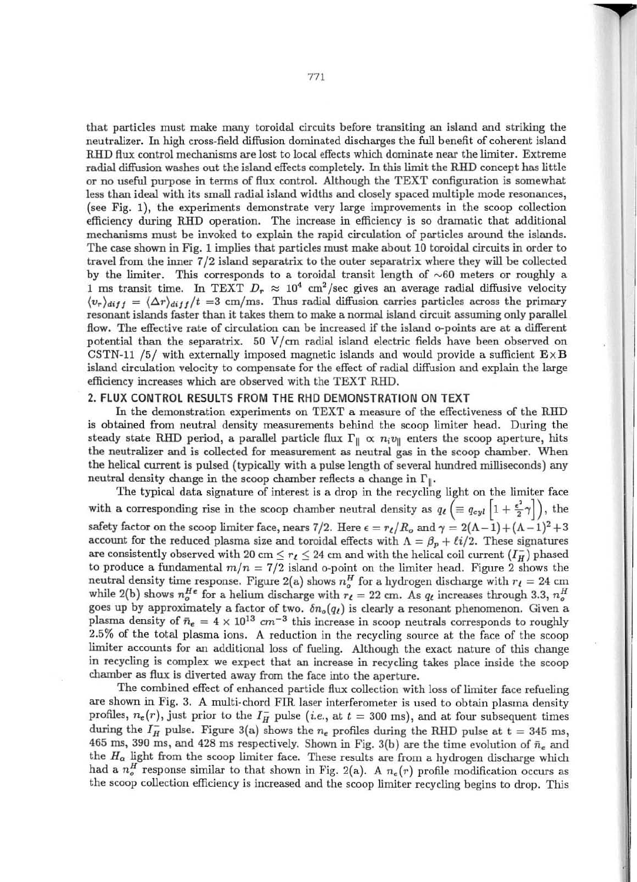that particles must make many toroidal circuits before transiting an island and striking the neutralizer. In high cross-field diffusion dominated discharges the full benefit of coherent island RHD flux control mechanisms are lost to local effects which dominate near the limiter. Extreme radial diffusion washes out the island effects completely. In this limit the RHD concept has little or no useful purpose in terms of flux control. Although the TEXT configuration is somewhat less than ideal with its small radial island widths and closely spaced multiple mode resonances, (see Fig. 1), the experiments demonstrate very large improvements in the scoop collection efficiency during RHD operation. The increase in efficiency is so dramatic that additional mechanisms must be invoked to explain the rapid circulation of particles around the islands. The case shown in Fig. 1 implies that particles must make about 10 toroidal circuits in order to travel from the inner 7/2 island separatrix to the outer separatrix where they will be collected by the limiter. This corresponds to a toroidal transit length of ~60 meters or roughly a 1 ms transit time. In TEXT $D_r \approx 10^4$ cm$^2$/sec gives an average radial diffusive velocity $\langle v_r \rangle_{diff} = \langle \Delta r \rangle_{diff}/t$ =3 cm/ms. Thus radial diffusion carries particles across the primary resonant islands faster than it takes them to make a normal island circuit assuming only parallel flow. The effective rate of circulation can be increased if the island o-points are at a different potential than the separatrix. 50 V/cm radial island electric fields have been observed on CSTN-11 /5/ with externally imposed magnetic islands and would provide a sufficient $\mathbf{E}\times\mathbf{B}$ island circulation velocity to compensate for the effect of radial diffusion and explain the large efficiency increases which are observed with the TEXT RHD.

## 2. FLUX CONTROL RESULTS FROM THE RHD DEMONSTRATION ON TEXT

In the demonstration experiments on TEXT a measure of the effectiveness of the RHD is obtained from neutral density measurements behind the scoop limiter head. During the steady state RHD period, a parallel particle flux $\Gamma_\parallel \propto n_i v_\parallel$ enters the scoop aperture, hits the neutralizer and is collected for measurement as neutral gas in the scoop chamber. When the helical current is pulsed (typically with a pulse length of several hundred milliseconds) any neutral density change in the scoop chamber reflects a change in $\Gamma_\parallel$.

The typical data signature of interest is a drop in the recycling light on the limiter face with a corresponding rise in the scoop chamber neutral density as $q_\ell \left(\equiv q_{cyl}\left[1+\frac{\epsilon^2}{2}\gamma\right]\right)$, the safety factor on the scoop limiter face, nears 7/2. Here $\epsilon = r_\ell/R_o$ and $\gamma = 2(\Lambda-1)+(\Lambda-1)^2+3$ account for the reduced plasma size and toroidal effects with $\Lambda = \beta_p + \ell i/2$. These signatures are consistently observed with 20 cm $\leq r_\ell \leq$ 24 cm and with the helical coil current ($I_H^-$) phased to produce a fundamental $m/n = 7/2$ island o-point on the limiter head. Figure 2 shows the neutral density time response. Figure 2(a) shows $n_o^H$ for a hydrogen discharge with $r_\ell = 24$ cm while 2(b) shows $n_o^{He}$ for a helium discharge with $r_\ell = 22$ cm. As $q_\ell$ increases through 3.3, $n_o^H$ goes up by approximately a factor of two. $\delta n_o(q_\ell)$ is clearly a resonant phenomenon. Given a plasma density of $\bar{n}_e = 4 \times 10^{13}$ $cm^{-3}$ this increase in scoop neutrals corresponds to roughly 2.5% of the total plasma ions. A reduction in the recycling source at the face of the scoop limiter accounts for an additional loss of fueling. Although the exact nature of this change in recycling is complex we expect that an increase in recycling takes place inside the scoop chamber as flux is diverted away from the face into the aperture.

The combined effect of enhanced particle flux collection with loss of limiter face refueling are shown in Fig. 3. A multi-chord FIR laser interferometer is used to obtain plasma density profiles, $n_e(r)$, just prior to the $I_H^-$ pulse (*i.e.*, at $t$ = 300 ms), and at four subsequent times during the $I_H^-$ pulse. Figure 3(a) shows the $n_e$ profiles during the RHD pulse at t = 345 ms, 465 ms, 390 ms, and 428 ms respectively. Shown in Fig. 3(b) are the time evolution of $\bar{n}_e$ and the $H_\alpha$ light from the scoop limiter face. These results are from a hydrogen discharge which had a $n_o^H$ response similar to that shown in Fig. 2(a). A $n_e(r)$ profile modification occurs as the scoop collection efficiency is increased and the scoop limiter recycling begins to drop. This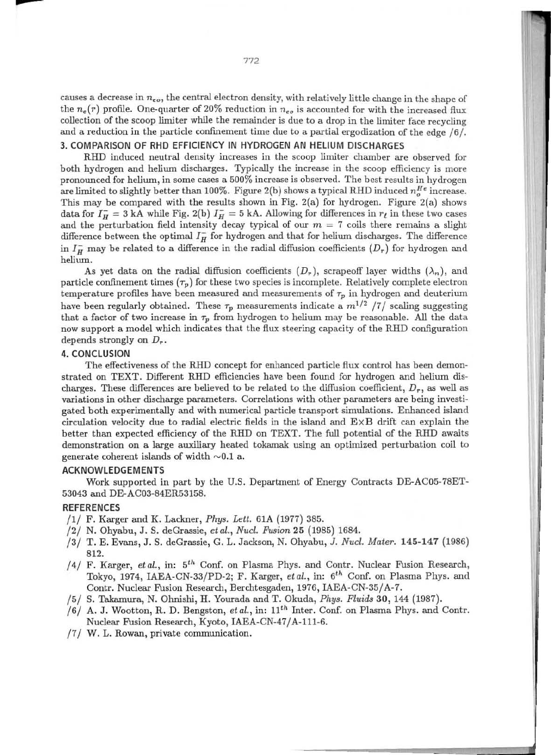causes a decrease in $n_{eo}$, the central electron density, with relatively little change in the shape of the $n_e(r)$ profile. One-quarter of 20% reduction in $n_{eo}$ is accounted for with the increased flux collection of the scoop limiter while the remainder is due to a drop in the limiter face recycling and a reduction in the particle confinement time due to a partial ergodization of the edge /6/.

## 3. COMPARISON OF RHD EFFICIENCY IN HYDROGEN AN HELIUM DISCHARGES

RHD induced neutral density increases in the scoop limiter chamber are observed for both hydrogen and helium discharges. Typically the increase in the scoop efficiency is more pronounced for helium, in some cases a 500% increase is observed. The best results in hydrogen are limited to slightly better than 100%. Figure 2(b) shows a typical RHD induced $n_o^{He}$ increase. This may be compared with the results shown in Fig. 2(a) for hydrogen. Figure 2(a) shows data for $I_H^- = 3$ kA while Fig. 2(b) $I_H^- = 5$ kA. Allowing for differences in $r_\ell$ in these two cases and the perturbation field intensity decay typical of our $m = 7$ coils there remains a slight difference between the optimal $I_H^-$ for hydrogen and that for helium discharges. The difference in $I_H^-$ may be related to a difference in the radial diffusion coefficients ($D_r$) for hydrogen and helium.

As yet data on the radial diffusion coefficients ($D_r$), scrapeoff layer widths ($\lambda_n$), and particle confinement times ($\tau_p$) for these two species is incomplete. Relatively complete electron temperature profiles have been measured and measurements of $\tau_p$ in hydrogen and deuterium have been regularly obtained. These $\tau_p$ measurements indicate a $m^{1/2}$ /7/ scaling suggesting that a factor of two increase in $\tau_p$ from hydrogen to helium may be reasonable. All the data now support a model which indicates that the flux steering capacity of the RHD configuration depends strongly on $D_r$.

## 4. CONCLUSION

The effectiveness of the RHD concept for enhanced particle flux control has been demonstrated on TEXT. Different RHD efficiencies have been found for hydrogen and helium discharges. These differences are believed to be related to the diffusion coefficient, $D_r$, as well as variations in other discharge parameters. Correlations with other parameters are being investigated both experimentally and with numerical particle transport simulations. Enhanced island circulation velocity due to radial electric fields in the island and E×B drift can explain the better than expected efficiency of the RHD on TEXT. The full potential of the RHD awaits demonstration on a large auxiliary heated tokamak using an optimized perturbation coil to generate coherent islands of width ~0.1 a.

## ACKNOWLEDGEMENTS

Work supported in part by the U.S. Department of Energy Contracts DE-AC05-78ET-53043 and DE-AC03-84ER53158.

## REFERENCES

/1/ F. Karger and K. Lackner, *Phys. Lett.* 61A (1977) 385.

/2/ N. Ohyabu, J. S. deGrassie, *et al.*, *Nucl. Fusion* **25** (1985) 1684.

/3/ T. E. Evans, J. S. deGrassie, G. L. Jackson, N. Ohyabu, *J. Nucl. Mater.* **145-147** (1986) 812.

/4/ F. Karger, *et al.*, in: $5^{th}$ Conf. on Plasma Phys. and Contr. Nuclear Fusion Research, Tokyo, 1974, IAEA-CN-33/PD-2; F. Karger, *et al.*, in: $6^{th}$ Conf. on Plasma Phys. and Contr. Nuclear Fusion Research, Berchtesgaden, 1976, IAEA-CN-35/A-7.

/5/ S. Takamura, N. Ohnishi, H. Yourada and T. Okuda, *Phys. Fluids* **30**, 144 (1987).

/6/ A. J. Wootton, R. D. Bengston, *et al.*, in: $11^{th}$ Inter. Conf. on Plasma Phys. and Contr. Nuclear Fusion Research, Kyoto, IAEA-CN-47/A-111-6.

/7/ W. L. Rowan, private communication.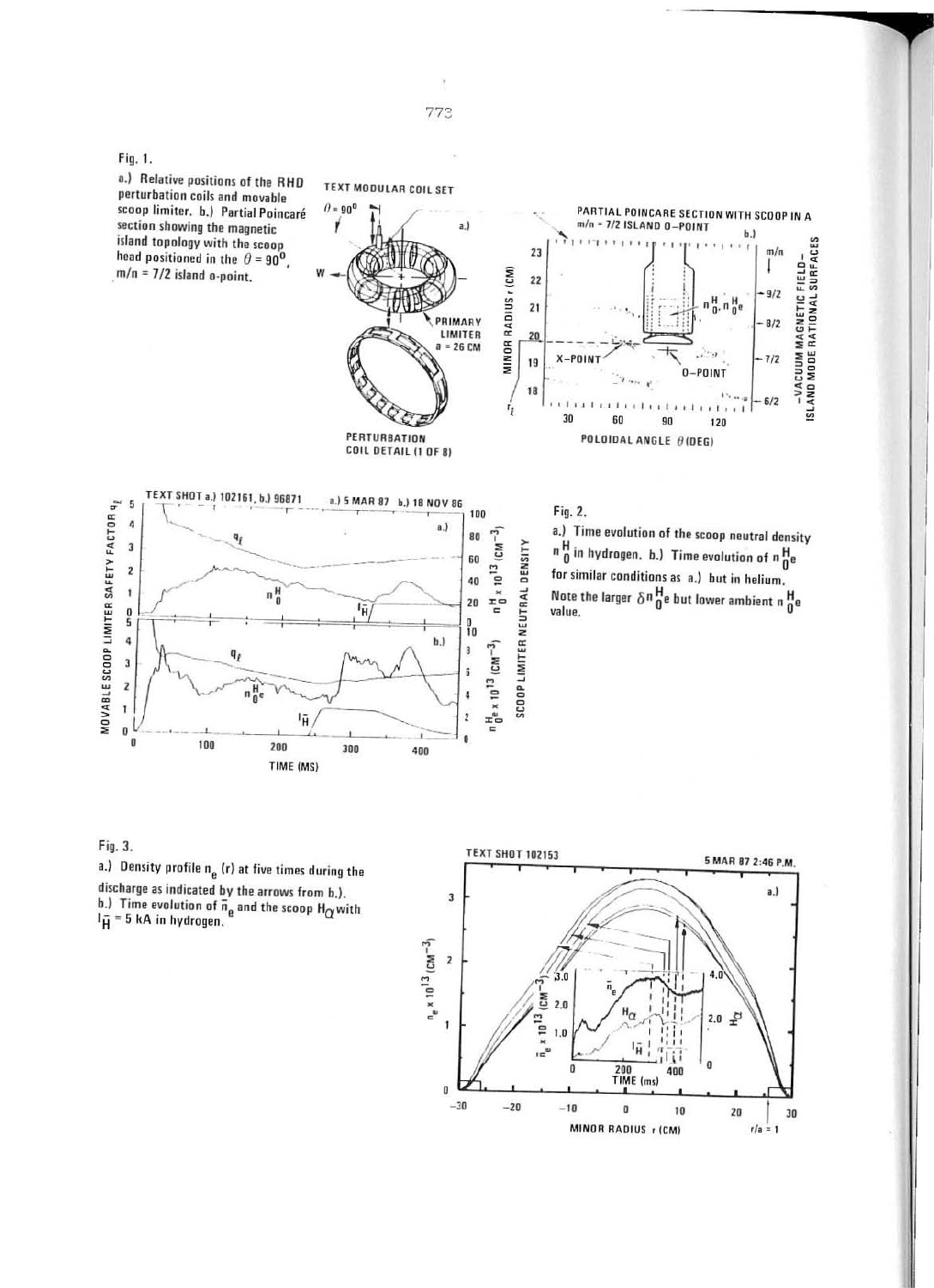Fig. 1.

a.) Relative positions of the RHD perturbation coils and movable scoop limiter. b.) Partial Poincaré section showing the magnetic island topology with the scoop head positioned in the $\theta = 90^{\circ}$, $m/n = 7/2$ island o-point.

TEXT MODULAR COIL SET

$\theta = 90^{\circ}$

W

a.)

PRIMARY LIMITER $a = 26$ CM

PERTURBATION COIL DETAIL (1 OF 8)

PARTIAL POINCARE SECTION WITH SCOOP IN A $m/n = 7/2$ ISLAND O-POINT

b.)

MINOR RADIUS r (CM)

23
22
21
20
19
18

$r_\ell$

$n_0^H, n_0^{He}$

X-POINT

O-POINT

30 60 90 120

POLOIDAL ANGLE $\theta$ (DEG)

m/n

9/2
8/2
7/2
6/2

VACUUM MAGNETIC FIELD ISLAND MODE RATIONAL SURFACES

TEXT SHOT a.) 102161, b.) 96871 a.) 5 MAR 87 b.) 18 NOV 86

MOVABLE SCOOP LIMITER SAFETY FACTOR $q_\ell$

SCOOP LIMITER NEUTRAL DENSITY

a.)

$q_\ell$

$n_0^H$

$I_{\bar{H}}$

$n_0^H \times 10^{13}$ (CM$^{-3}$)

b.)

$q_\ell$

$n_0^{He}$

$I_{\bar{H}}$

$n_0^{He} \times 10^{13}$ (CM$^{-3}$)

0 100 200 300 400

TIME (MS)

Fig. 2.

a.) Time evolution of the scoop neutral density $n_0^H$ in hydrogen. b.) Time evolution of $n_0^{He}$ for similar conditions as a.) but in helium. Note the larger $\delta n_0^{He}$ but lower ambient $n_0^{He}$ value.

Fig. 3.

a.) Density profile $n_e(r)$ at five times during the discharge as indicated by the arrows from b.). b.) Time evolution of $\bar{n}_e$ and the scoop $H_\alpha$ with $I_{\bar{H}} = 5$ kA in hydrogen.

TEXT SHOT 102153

5 MAR 87 2:46 P.M.

a.)

$n_e \times 10^{13}$ (CM$^{-3}$)

$\bar{n}_e \times 10^{13}$ (CM$^{-3}$)

$\bar{n}_e$

$H_\alpha$

$I_{\bar{H}}$

$H_\alpha$

0 200 400

TIME (ms)

-30 -20 -10 0 10 20 30

MINOR RADIUS r (CM)

$r/a = 1$